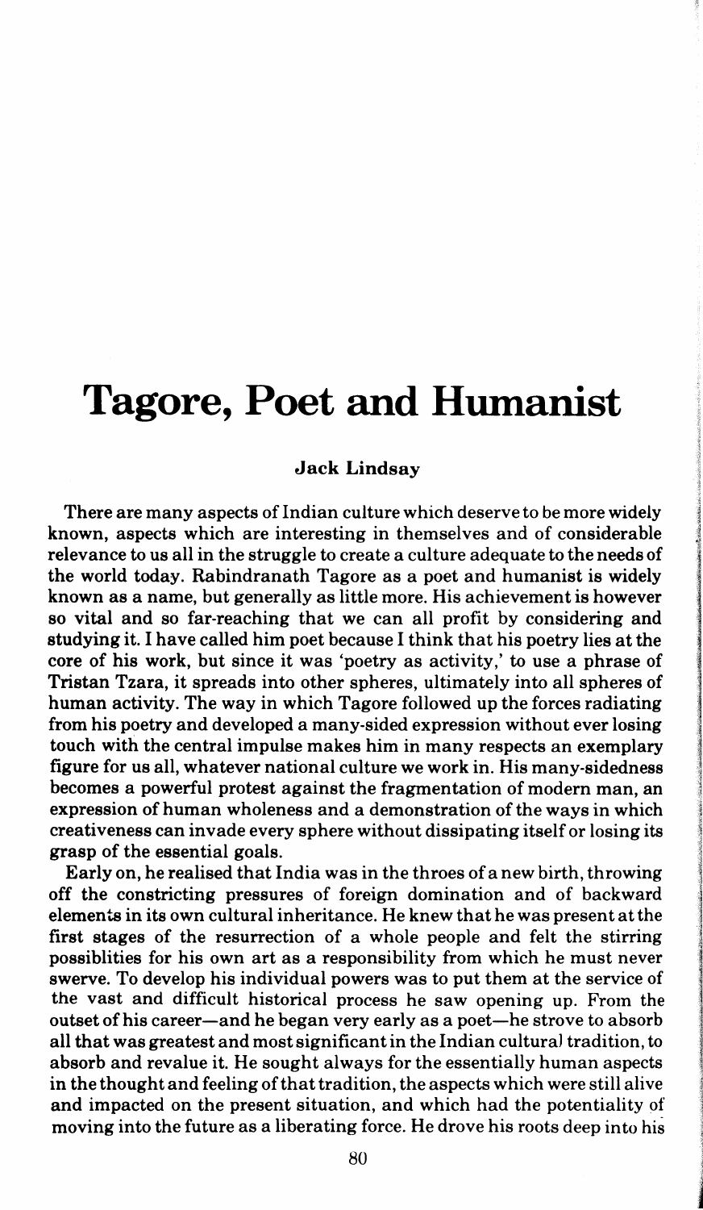# Tagore, Poet and Humanist

**Jack Lindsay**

There are many aspects of Indian culture which deserve to be more widely known, aspects which are interesting in themselves and of considerable relevance to us all in the struggle to create a culture adequate to the needs of the world today. Rabindranath Tagore as a poet and humanist is widely known as a name, but generally as little more. His achievement is however so vital and so far-reaching that we can all profit by considering and studying it. I have called him poet because I think that his poetry lies at the core of his work, but since it was 'poetry as activity,' to use a phrase of Tristan Tzara, it spreads into other spheres, ultimately into all spheres of human activity. The way in which Tagore followed up the forces radiating from his poetry and developed a many-sided expression without ever losing touch with the central impulse makes him in many respects an exemplary figure for us all, whatever national culture we work in. His many-sidedness becomes a powerful protest against the fragmentation of modern man, an expression of human wholeness and a demonstration of the ways in which creativeness can invade every sphere without dissipating itself or losing its grasp of the essential goals.

Early on, he realised that India was in the throes of a new birth, throwing off the constricting pressures of foreign domination and of backward elements in its own cultural inheritance. He knew that he was present at the first stages of the resurrection of a whole people and felt the stirring possiblities for his own art as a responsibility from which he must never swerve. To develop his individual powers was to put them at the service of the vast and difficult historical process he saw opening up. From the outset of his career—and he began very early as a poet—he strove to absorb all that was greatest and most significant in the Indian cultural tradition, to absorb and revalue it. He sought always for the essentially human aspects in the thought and feeling of that tradition, the aspects which were still alive and impacted on the present situation, and which had the potentiality of moving into the future as a liberating force. He drove his roots deep into his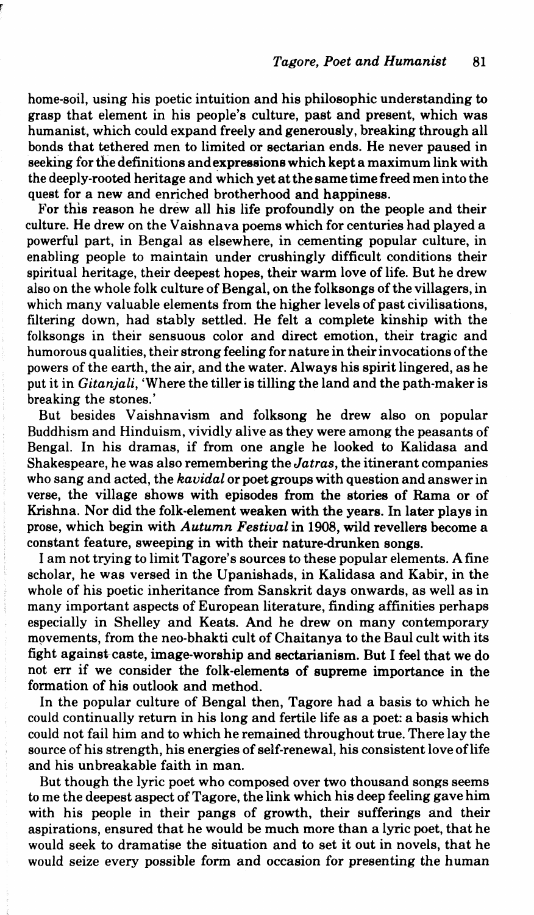home-soil, using his poetic intuition and his philosophic understanding to grasp that element in his people's culture, past and present, which was humanist, which could expand freely and generously, breaking through all bonds that tethered men to limited or sectarian ends. He never paused in seeking for the definitions and expressions which kept a maximum link with the deeply-rooted heritage and which yet at the same time freed men into the quest for a new and enriched brotherhood and happiness.

For this reason he drew all his life profoundly on the people and their culture. He drew on the Vaishnava poems which for centuries had played a powerful part, in Bengal as elsewhere, in cementing popular culture, in enabling people to maintain under crushingly difficult conditions their spiritual heritage, their deepest hopes, their warm love of life. But he drew also on the whole folk culture of Bengal, on the folksongs of the villagers, in which many valuable elements from the higher levels of past civilisations, filtering down, had stably settled. He felt a complete kinship with the folksongs in their sensuous color and direct emotion, their tragic and humorous qualities, their strong feeling for nature in their invocations of the powers of the earth, the air, and the water. Always his spirit lingered, as he put it in *Gitanjali*, 'Where the tiller is tilling the land and the path-maker is breaking the stones.'

But besides Vaishnavism and folksong he drew also on popular Buddhism and Hinduism, vividly alive as they were among the peasants of Bengal. In his dramas, if from one angle he looked to Kalidasa and Shakespeare, he was also remembering the *Jatras*, the itinerant companies who sang and acted, the *kavidal* or poet groups with question and answer in verse, the village shows with episodes from the stories of Rama or of Krishna. Nor did the folk-element weaken with the years. In later plays in prose, which begin with *Autumn Festival* in 1908, wild revellers become a constant feature, sweeping in with their nature-drunken songs.

I am not trying to limit Tagore's sources to these popular elements. A fine scholar, he was versed in the Upanishads, in Kalidasa and Kabir, in the whole of his poetic inheritance from Sanskrit days onwards, as well as in many important aspects of European literature, finding affinities perhaps especially in Shelley and Keats. And he drew on many contemporary movements, from the neo-bhakti cult of Chaitanya to the Baul cult with its fight against caste, image-worship and sectarianism. But I feel that we do not err if we consider the folk-elements of supreme importance in the formation of his outlook and method.

In the popular culture of Bengal then, Tagore had a basis to which he could continually return in his long and fertile life as a poet: a basis which could not fail him and to which he remained throughout true. There lay the source of his strength, his energies of self-renewal, his consistent love of life and his unbreakable faith in man.

But though the lyric poet who composed over two thousand songs seems to me the deepest aspect of Tagore, the link which his deep feeling gave him with his people in their pangs of growth, their sufferings and their aspirations, ensured that he would be much more than a lyric poet, that he would seek to dramatise the situation and to set it out in novels, that he would seize every possible form and occasion for presenting the human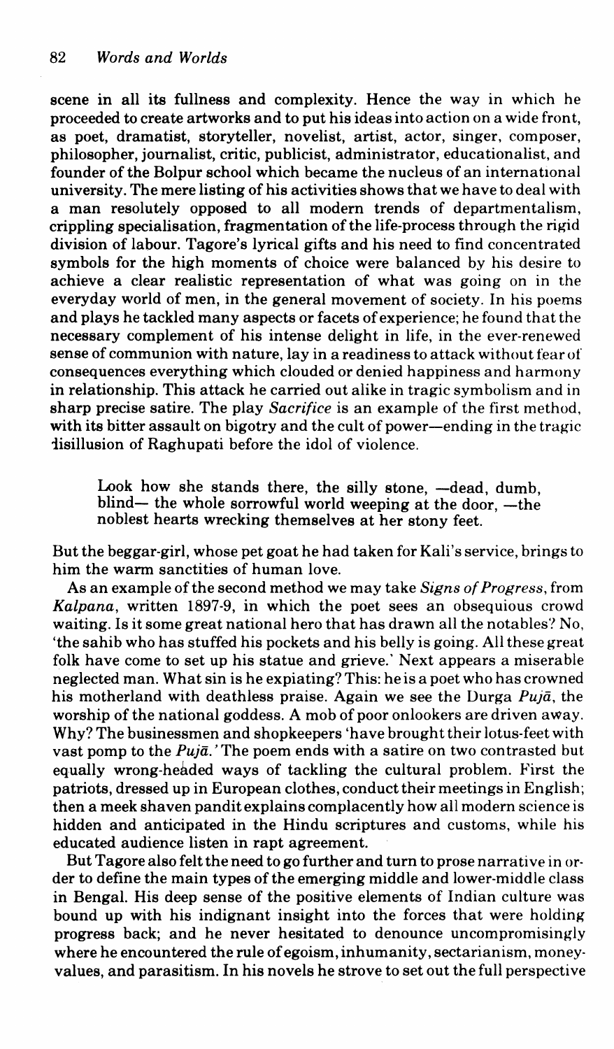scene in all its fullness and complexity. Hence the way in which he proceeded to create artworks and to put his ideas into action on a wide front, as poet, dramatist, storyteller, novelist, artist, actor, singer, composer, philosopher, journalist, critic, publicist, administrator, educationalist, and founder of the Bolpur school which became the nucleus of an international university. The mere listing of his activities shows that we have to deal with a man resolutely opposed to all modern trends of departmentalism, crippling specialisation, fragmentation of the life-process through the rigid division of labour. Tagore's lyrical gifts and his need to find concentrated symbols for the high moments of choice were balanced by his desire to achieve a clear realistic representation of what was going on in the everyday world of men, in the general movement of society. In his poems and plays he tackled many aspects or facets of experience; he found that the necessary complement of his intense delight in life, in the ever-renewed sense of communion with nature, lay in a readiness to attack without fear of consequences everything which clouded or denied happiness and harmony in relationship. This attack he carried out alike in tragic symbolism and in sharp precise satire. The play *Sacrifice* is an example of the first method, with its bitter assault on bigotry and the cult of power—ending in the tragic disillusion of Raghupati before the idol of violence.

> Look how she stands there, the silly stone, —dead, dumb, blind— the whole sorrowful world weeping at the door, —the noblest hearts wrecking themselves at her stony feet.

But the beggar-girl, whose pet goat he had taken for Kali's service, brings to him the warm sanctities of human love.

As an example of the second method we may take *Signs of Progress*, from *Kalpana*, written 1897-9, in which the poet sees an obsequious crowd waiting. Is it some great national hero that has drawn all the notables? No, 'the sahib who has stuffed his pockets and his belly is going. All these great folk have come to set up his statue and grieve.' Next appears a miserable neglected man. What sin is he expiating? This: he is a poet who has crowned his motherland with deathless praise. Again we see the Durga *Pujā*, the worship of the national goddess. A mob of poor onlookers are driven away. Why? The businessmen and shopkeepers 'have brought their lotus-feet with vast pomp to the *Pujā*.' The poem ends with a satire on two contrasted but equally wrong-headed ways of tackling the cultural problem. First the patriots, dressed up in European clothes, conduct their meetings in English; then a meek shaven pandit explains complacently how all modern science is hidden and anticipated in the Hindu scriptures and customs, while his educated audience listen in rapt agreement.

But Tagore also felt the need to go further and turn to prose narrative in order to define the main types of the emerging middle and lower-middle class in Bengal. His deep sense of the positive elements of Indian culture was bound up with his indignant insight into the forces that were holding progress back; and he never hesitated to denounce uncompromisingly where he encountered the rule of egoism, inhumanity, sectarianism, money-values, and parasitism. In his novels he strove to set out the full perspective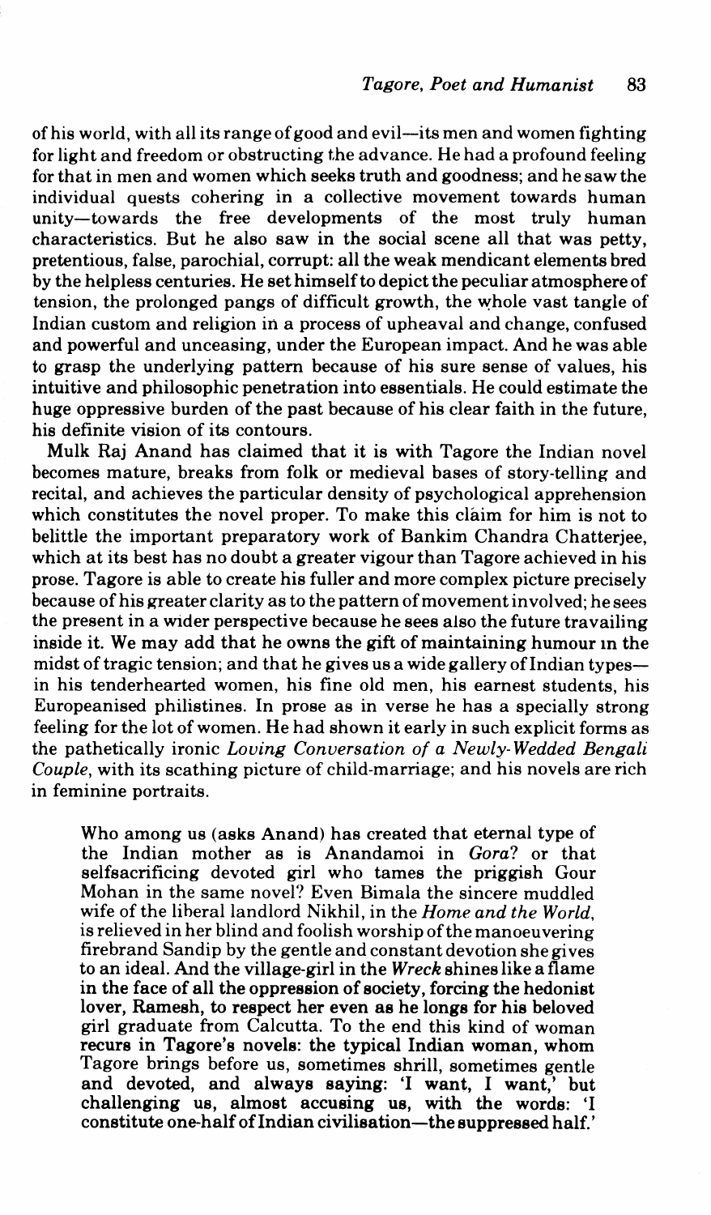of his world, with all its range of good and evil—its men and women fighting for light and freedom or obstructing the advance. He had a profound feeling for that in men and women which seeks truth and goodness; and he saw the individual quests cohering in a collective movement towards human unity—towards the free developments of the most truly human characteristics. But he also saw in the social scene all that was petty, pretentious, false, parochial, corrupt: all the weak mendicant elements bred by the helpless centuries. He set himself to depict the peculiar atmosphere of tension, the prolonged pangs of difficult growth, the whole vast tangle of Indian custom and religion in a process of upheaval and change, confused and powerful and unceasing, under the European impact. And he was able to grasp the underlying pattern because of his sure sense of values, his intuitive and philosophic penetration into essentials. He could estimate the huge oppressive burden of the past because of his clear faith in the future, his definite vision of its contours.

Mulk Raj Anand has claimed that it is with Tagore the Indian novel becomes mature, breaks from folk or medieval bases of story-telling and recital, and achieves the particular density of psychological apprehension which constitutes the novel proper. To make this claim for him is not to belittle the important preparatory work of Bankim Chandra Chatterjee, which at its best has no doubt a greater vigour than Tagore achieved in his prose. Tagore is able to create his fuller and more complex picture precisely because of his greater clarity as to the pattern of movement involved; he sees the present in a wider perspective because he sees also the future travailing inside it. We may add that he owns the gift of maintaining humour in the midst of tragic tension; and that he gives us a wide gallery of Indian types—in his tenderhearted women, his fine old men, his earnest students, his Europeanised philistines. In prose as in verse he has a specially strong feeling for the lot of women. He had shown it early in such explicit forms as the pathetically ironic *Loving Conversation of a Newly-Wedded Bengali Couple*, with its scathing picture of child-marriage; and his novels are rich in feminine portraits.

> Who among us (asks Anand) has created that eternal type of the Indian mother as is Anandamoi in *Gora*? or that selfsacrificing devoted girl who tames the priggish Gour Mohan in the same novel? Even Bimala the sincere muddled wife of the liberal landlord Nikhil, in the *Home and the World*, is relieved in her blind and foolish worship of the manoeuvering firebrand Sandip by the gentle and constant devotion she gives to an ideal. And the village-girl in the *Wreck* shines like a flame in the face of all the oppression of society, forcing the hedonist lover, Ramesh, to respect her even as he longs for his beloved girl graduate from Calcutta. To the end this kind of woman recurs in Tagore's novels: the typical Indian woman, whom Tagore brings before us, sometimes shrill, sometimes gentle and devoted, and always saying: 'I want, I want,' but challenging us, almost accusing us, with the words: 'I constitute one-half of Indian civilisation—the suppressed half.'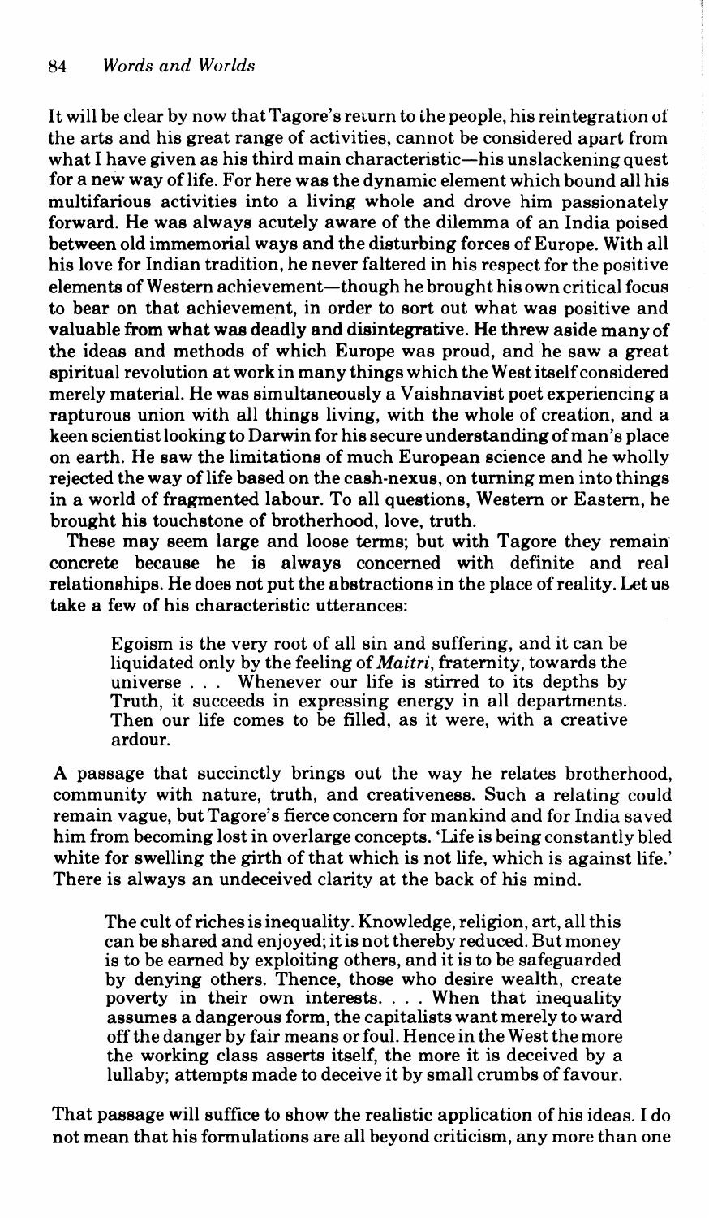It will be clear by now that Tagore's return to the people, his reintegration of the arts and his great range of activities, cannot be considered apart from what I have given as his third main characteristic—his unslackening quest for a new way of life. For here was the dynamic element which bound all his multifarious activities into a living whole and drove him passionately forward. He was always acutely aware of the dilemma of an India poised between old immemorial ways and the disturbing forces of Europe. With all his love for Indian tradition, he never faltered in his respect for the positive elements of Western achievement—though he brought his own critical focus to bear on that achievement, in order to sort out what was positive and valuable from what was deadly and disintegrative. He threw aside many of the ideas and methods of which Europe was proud, and he saw a great spiritual revolution at work in many things which the West itself considered merely material. He was simultaneously a Vaishnavist poet experiencing a rapturous union with all things living, with the whole of creation, and a keen scientist looking to Darwin for his secure understanding of man's place on earth. He saw the limitations of much European science and he wholly rejected the way of life based on the cash-nexus, on turning men into things in a world of fragmented labour. To all questions, Western or Eastern, he brought his touchstone of brotherhood, love, truth.

These may seem large and loose terms; but with Tagore they remain concrete because he is always concerned with definite and real relationships. He does not put the abstractions in the place of reality. Let us take a few of his characteristic utterances:

> Egoism is the very root of all sin and suffering, and it can be liquidated only by the feeling of *Maitri*, fraternity, towards the universe . . . Whenever our life is stirred to its depths by Truth, it succeeds in expressing energy in all departments. Then our life comes to be filled, as it were, with a creative ardour.

A passage that succinctly brings out the way he relates brotherhood, community with nature, truth, and creativeness. Such a relating could remain vague, but Tagore's fierce concern for mankind and for India saved him from becoming lost in overlarge concepts. 'Life is being constantly bled white for swelling the girth of that which is not life, which is against life.' There is always an undeceived clarity at the back of his mind.

> The cult of riches is inequality. Knowledge, religion, art, all this can be shared and enjoyed; it is not thereby reduced. But money is to be earned by exploiting others, and it is to be safeguarded by denying others. Thence, those who desire wealth, create poverty in their own interests. . . . When that inequality assumes a dangerous form, the capitalists want merely to ward off the danger by fair means or foul. Hence in the West the more the working class asserts itself, the more it is deceived by a lullaby; attempts made to deceive it by small crumbs of favour.

That passage will suffice to show the realistic application of his ideas. I do not mean that his formulations are all beyond criticism, any more than one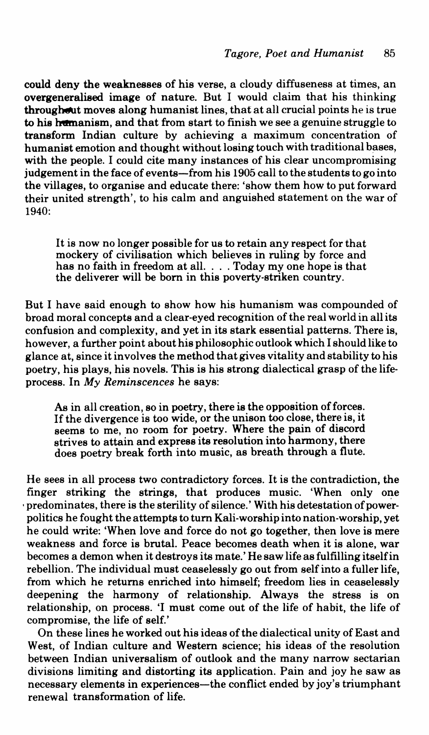could deny the weaknesses of his verse, a cloudy diffuseness at times, an overgeneralised image of nature. But I would claim that his thinking throughout moves along humanist lines, that at all crucial points he is true to his humanism, and that from start to finish we see a genuine struggle to transform Indian culture by achieving a maximum concentration of humanist emotion and thought without losing touch with traditional bases, with the people. I could cite many instances of his clear uncompromising judgement in the face of events—from his 1905 call to the students to go into the villages, to organise and educate there: 'show them how to put forward their united strength', to his calm and anguished statement on the war of 1940:

> It is now no longer possible for us to retain any respect for that mockery of civilisation which believes in ruling by force and has no faith in freedom at all. . . . Today my one hope is that the deliverer will be born in this poverty-striken country.

But I have said enough to show how his humanism was compounded of broad moral concepts and a clear-eyed recognition of the real world in all its confusion and complexity, and yet in its stark essential patterns. There is, however, a further point about his philosophic outlook which I should like to glance at, since it involves the method that gives vitality and stability to his poetry, his plays, his novels. This is his strong dialectical grasp of the life-process. In *My Reminscences* he says:

> As in all creation, so in poetry, there is the opposition of forces. If the divergence is too wide, or the unison too close, there is, it seems to me, no room for poetry. Where the pain of discord strives to attain and express its resolution into harmony, there does poetry break forth into music, as breath through a flute.

He sees in all process two contradictory forces. It is the contradiction, the finger striking the strings, that produces music. 'When only one predominates, there is the sterility of silence.' With his detestation of power-politics he fought the attempts to turn Kali-worship into nation-worship, yet he could write: 'When love and force do not go together, then love is mere weakness and force is brutal. Peace becomes death when it is alone, war becomes a demon when it destroys its mate.' He saw life as fulfilling itself in rebellion. The individual must ceaselessly go out from self into a fuller life, from which he returns enriched into himself; freedom lies in ceaselessly deepening the harmony of relationship. Always the stress is on relationship, on process. 'I must come out of the life of habit, the life of compromise, the life of self.'

On these lines he worked out his ideas of the dialectical unity of East and West, of Indian culture and Western science; his ideas of the resolution between Indian universalism of outlook and the many narrow sectarian divisions limiting and distorting its application. Pain and joy he saw as necessary elements in experiences—the conflict ended by joy's triumphant renewal transformation of life.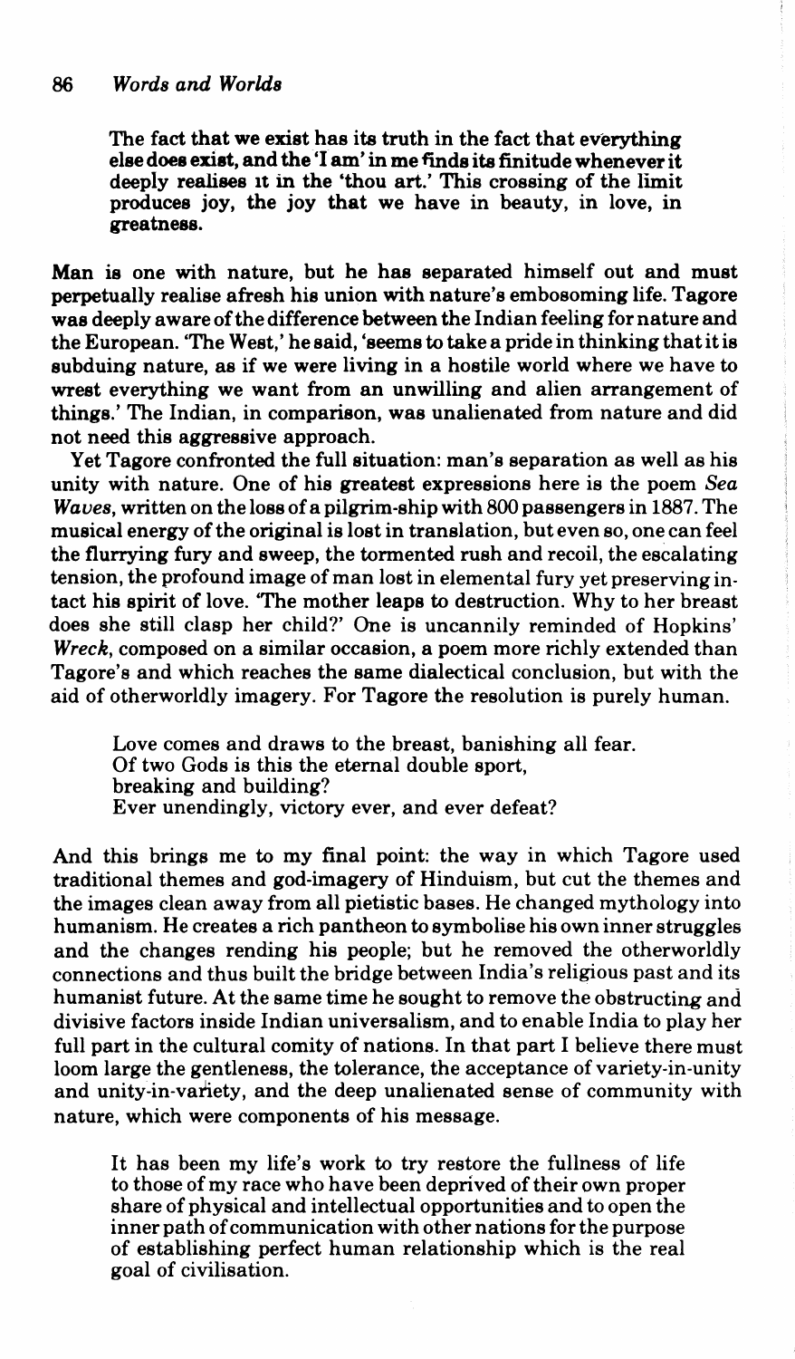> The fact that we exist has its truth in the fact that everything else does exist, and the 'I am' in me finds its finitude whenever it deeply realises it in the 'thou art.' This crossing of the limit produces joy, the joy that we have in beauty, in love, in greatness.

Man is one with nature, but he has separated himself out and must perpetually realise afresh his union with nature's embosoming life. Tagore was deeply aware of the difference between the Indian feeling for nature and the European. 'The West,' he said, 'seems to take a pride in thinking that it is subduing nature, as if we were living in a hostile world where we have to wrest everything we want from an unwilling and alien arrangement of things.' The Indian, in comparison, was unalienated from nature and did not need this aggressive approach.

Yet Tagore confronted the full situation: man's separation as well as his unity with nature. One of his greatest expressions here is the poem *Sea Waves*, written on the loss of a pilgrim-ship with 800 passengers in 1887. The musical energy of the original is lost in translation, but even so, one can feel the flurrying fury and sweep, the tormented rush and recoil, the escalating tension, the profound image of man lost in elemental fury yet preserving intact his spirit of love. 'The mother leaps to destruction. Why to her breast does she still clasp her child?' One is uncannily reminded of Hopkins' *Wreck*, composed on a similar occasion, a poem more richly extended than Tagore's and which reaches the same dialectical conclusion, but with the aid of otherworldly imagery. For Tagore the resolution is purely human.

> Love comes and draws to the breast, banishing all fear.
> Of two Gods is this the eternal double sport,
> breaking and building?
> Ever unendingly, victory ever, and ever defeat?

And this brings me to my final point: the way in which Tagore used traditional themes and god-imagery of Hinduism, but cut the themes and the images clean away from all pietistic bases. He changed mythology into humanism. He creates a rich pantheon to symbolise his own inner struggles and the changes rending his people; but he removed the otherworldly connections and thus built the bridge between India's religious past and its humanist future. At the same time he sought to remove the obstructing and divisive factors inside Indian universalism, and to enable India to play her full part in the cultural comity of nations. In that part I believe there must loom large the gentleness, the tolerance, the acceptance of variety-in-unity and unity-in-variety, and the deep unalienated sense of community with nature, which were components of his message.

> It has been my life's work to try restore the fullness of life to those of my race who have been deprived of their own proper share of physical and intellectual opportunities and to open the inner path of communication with other nations for the purpose of establishing perfect human relationship which is the real goal of civilisation.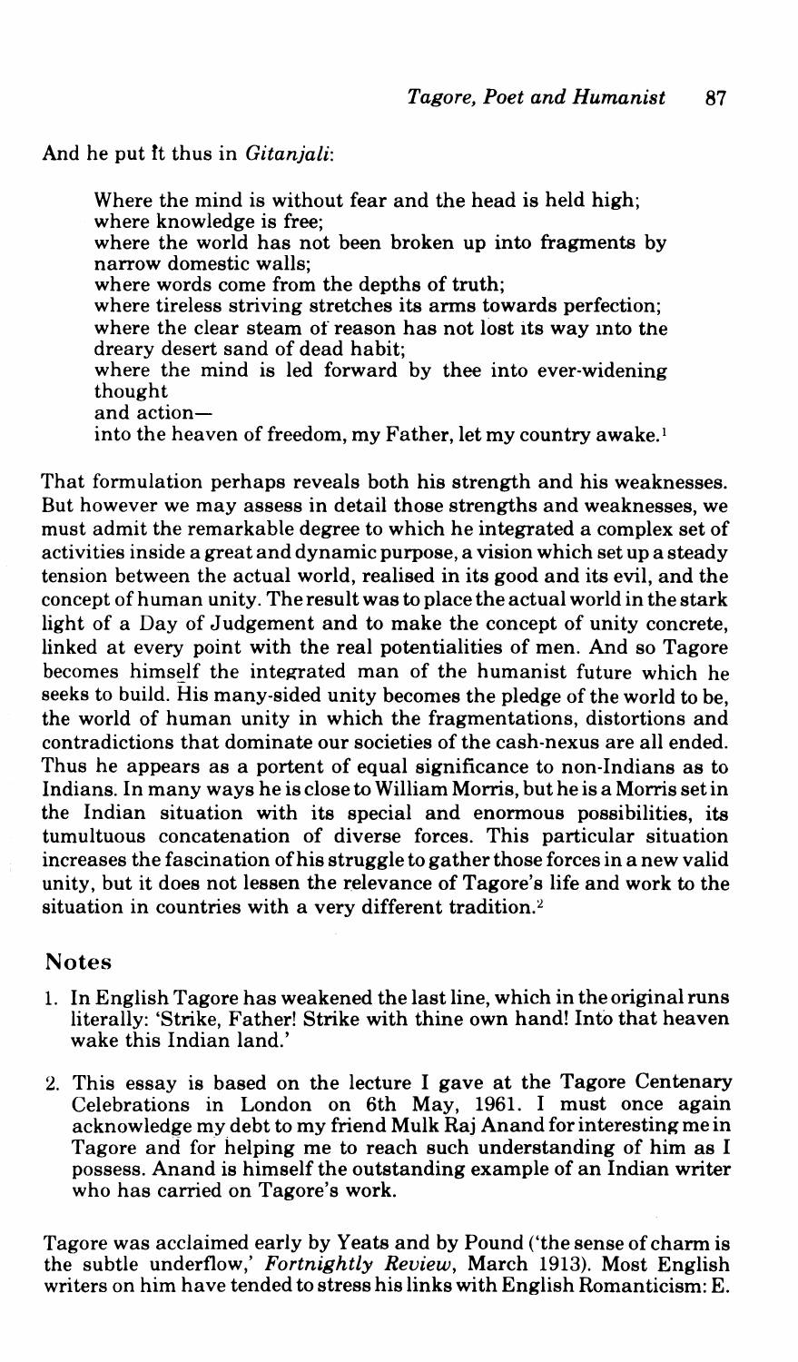And he put it thus in *Gitanjali*:

> Where the mind is without fear and the head is held high;
> where knowledge is free;
> where the world has not been broken up into fragments by narrow domestic walls;
> where words come from the depths of truth;
> where tireless striving stretches its arms towards perfection;
> where the clear steam of reason has not lost its way into the dreary desert sand of dead habit;
> where the mind is led forward by thee into ever-widening thought
> and action—
> into the heaven of freedom, my Father, let my country awake.[1]

That formulation perhaps reveals both his strength and his weaknesses. But however we may assess in detail those strengths and weaknesses, we must admit the remarkable degree to which he integrated a complex set of activities inside a great and dynamic purpose, a vision which set up a steady tension between the actual world, realised in its good and its evil, and the concept of human unity. The result was to place the actual world in the stark light of a Day of Judgement and to make the concept of unity concrete, linked at every point with the real potentialities of men. And so Tagore becomes himself the integrated man of the humanist future which he seeks to build. His many-sided unity becomes the pledge of the world to be, the world of human unity in which the fragmentations, distortions and contradictions that dominate our societies of the cash-nexus are all ended. Thus he appears as a portent of equal significance to non-Indians as to Indians. In many ways he is close to William Morris, but he is a Morris set in the Indian situation with its special and enormous possibilities, its tumultuous concatenation of diverse forces. This particular situation increases the fascination of his struggle to gather those forces in a new valid unity, but it does not lessen the relevance of Tagore's life and work to the situation in countries with a very different tradition.[2]

## Notes

1. In English Tagore has weakened the last line, which in the original runs literally: 'Strike, Father! Strike with thine own hand! Into that heaven wake this Indian land.'

2. This essay is based on the lecture I gave at the Tagore Centenary Celebrations in London on 6th May, 1961. I must once again acknowledge my debt to my friend Mulk Raj Anand for interesting me in Tagore and for helping me to reach such understanding of him as I possess. Anand is himself the outstanding example of an Indian writer who has carried on Tagore's work.

Tagore was acclaimed early by Yeats and by Pound ('the sense of charm is the subtle underflow,' *Fortnightly Review*, March 1913). Most English writers on him have tended to stress his links with English Romanticism: E.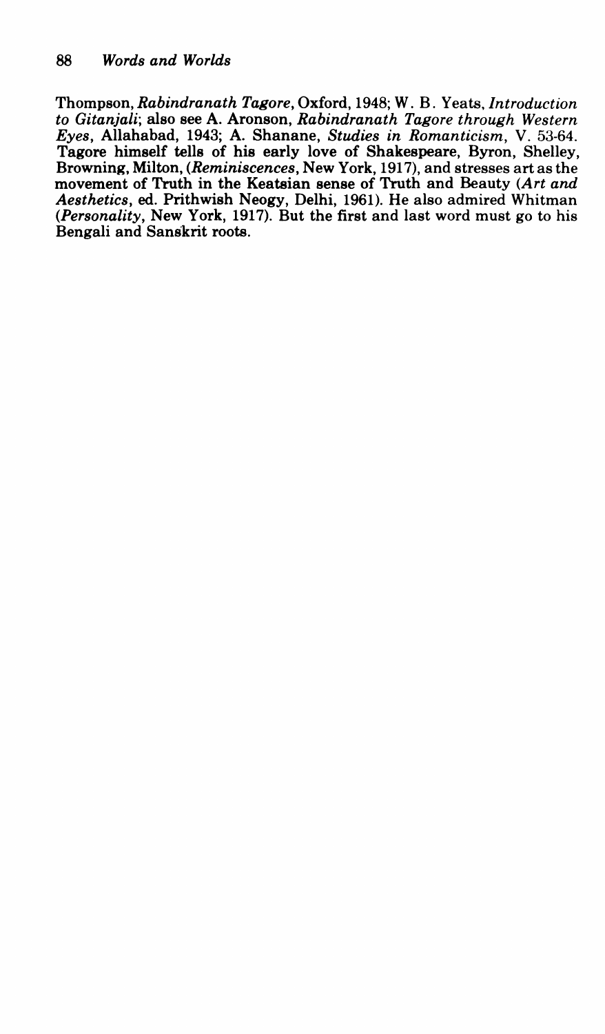Thompson, *Rabindranath Tagore*, Oxford, 1948; W. B. Yeats, *Introduction to Gitanjali*; also see A. Aronson, *Rabindranath Tagore through Western Eyes*, Allahabad, 1943; A. Shanane, *Studies in Romanticism*, V. 53-64. Tagore himself tells of his early love of Shakespeare, Byron, Shelley, Browning, Milton, (*Reminiscences*, New York, 1917), and stresses art as the movement of Truth in the Keatsian sense of Truth and Beauty (*Art and Aesthetics*, ed. Prithwish Neogy, Delhi, 1961). He also admired Whitman (*Personality*, New York, 1917). But the first and last word must go to his Bengali and Sanskrit roots.